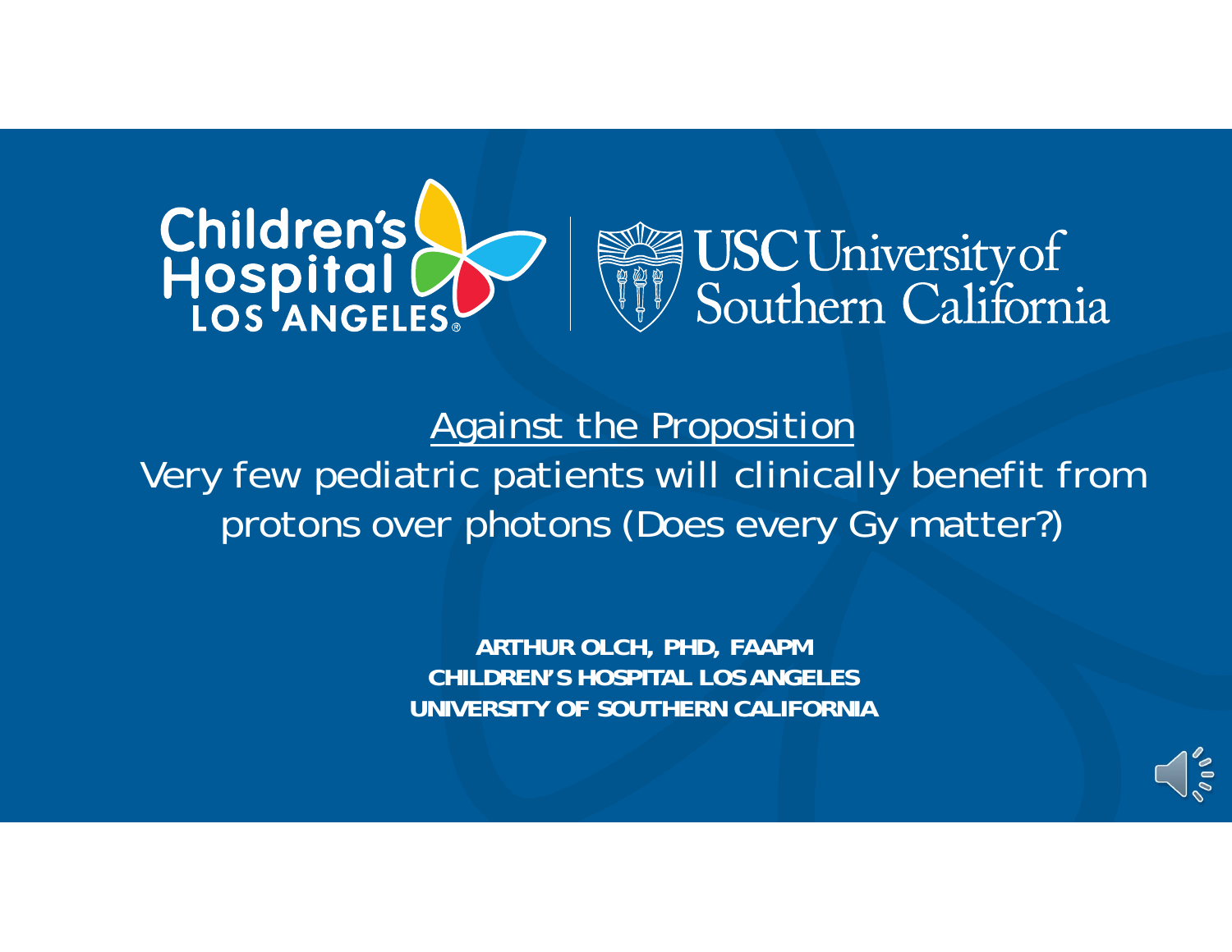Children's Hospital LOS ANGELES | USC University of Southern California

# Against the Proposition

## Very few pediatric patients will clinically benefit from protons over photons (Does every Gy matter?)

**ARTHUR OLCH, PHD, FAAPM**
**CHILDREN'S HOSPITAL LOS ANGELES**
**UNIVERSITY OF SOUTHERN CALIFORNIA**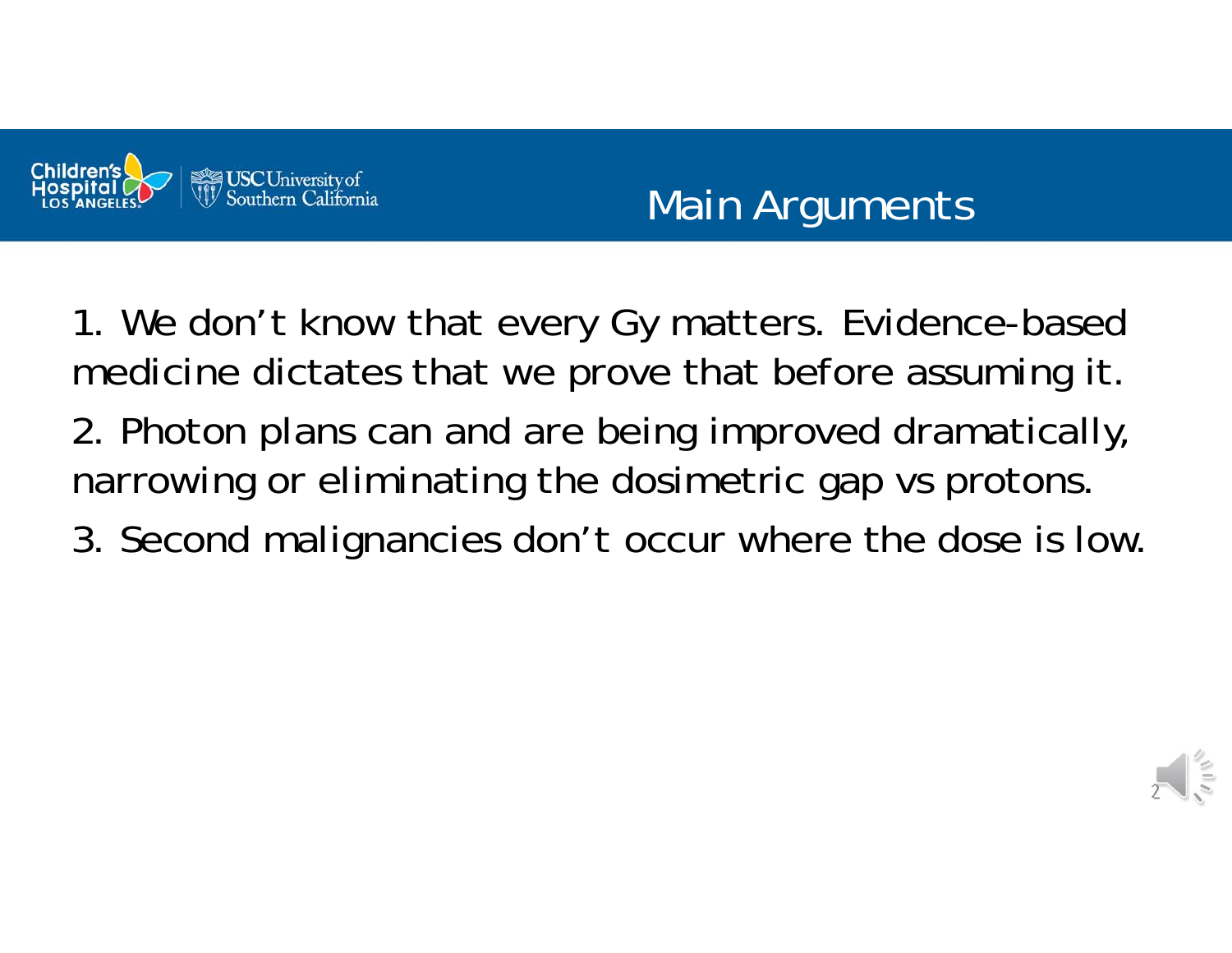# Main Arguments

1. We don't know that every Gy matters. Evidence-based medicine dictates that we prove that before assuming it.
2. Photon plans can and are being improved dramatically, narrowing or eliminating the dosimetric gap vs protons.
3. Second malignancies don't occur where the dose is low.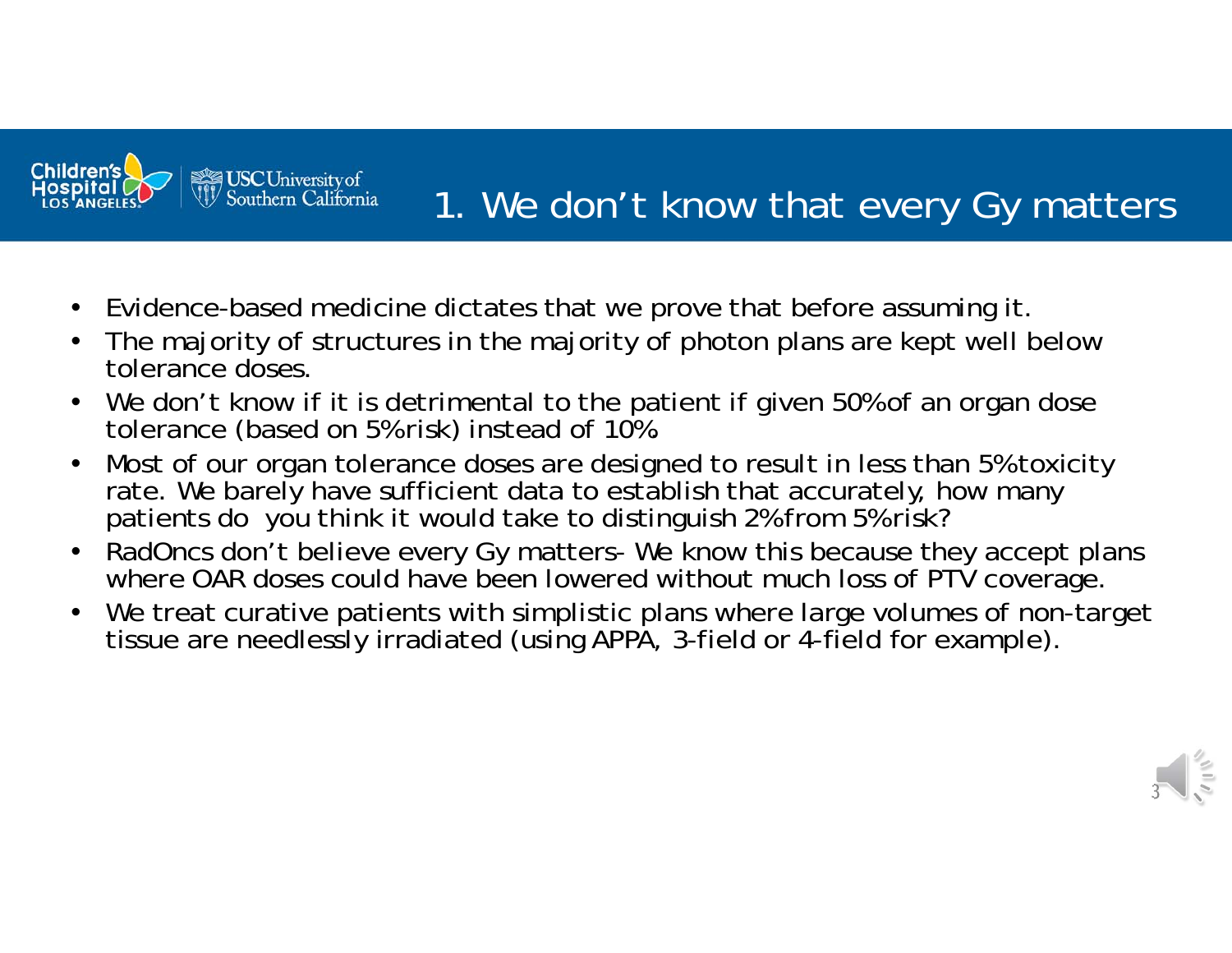# 1. We don't know that every Gy matters

- Evidence-based medicine dictates that we prove that before assuming it.
- The majority of structures in the majority of photon plans are kept well below tolerance doses.
- We don't know if it is detrimental to the patient if given 50% of an organ dose tolerance (based on 5% risk) instead of 10%
- Most of our organ tolerance doses are designed to result in less than 5% toxicity rate. We barely have sufficient data to establish that accurately, how many patients do you think it would take to distinguish 2% from 5% risk?
- RadOncs don't believe every Gy matters- We know this because they accept plans where OAR doses could have been lowered without much loss of PTV coverage.
- We treat curative patients with simplistic plans where large volumes of non-target tissue are needlessly irradiated (using APPA, 3-field or 4-field for example).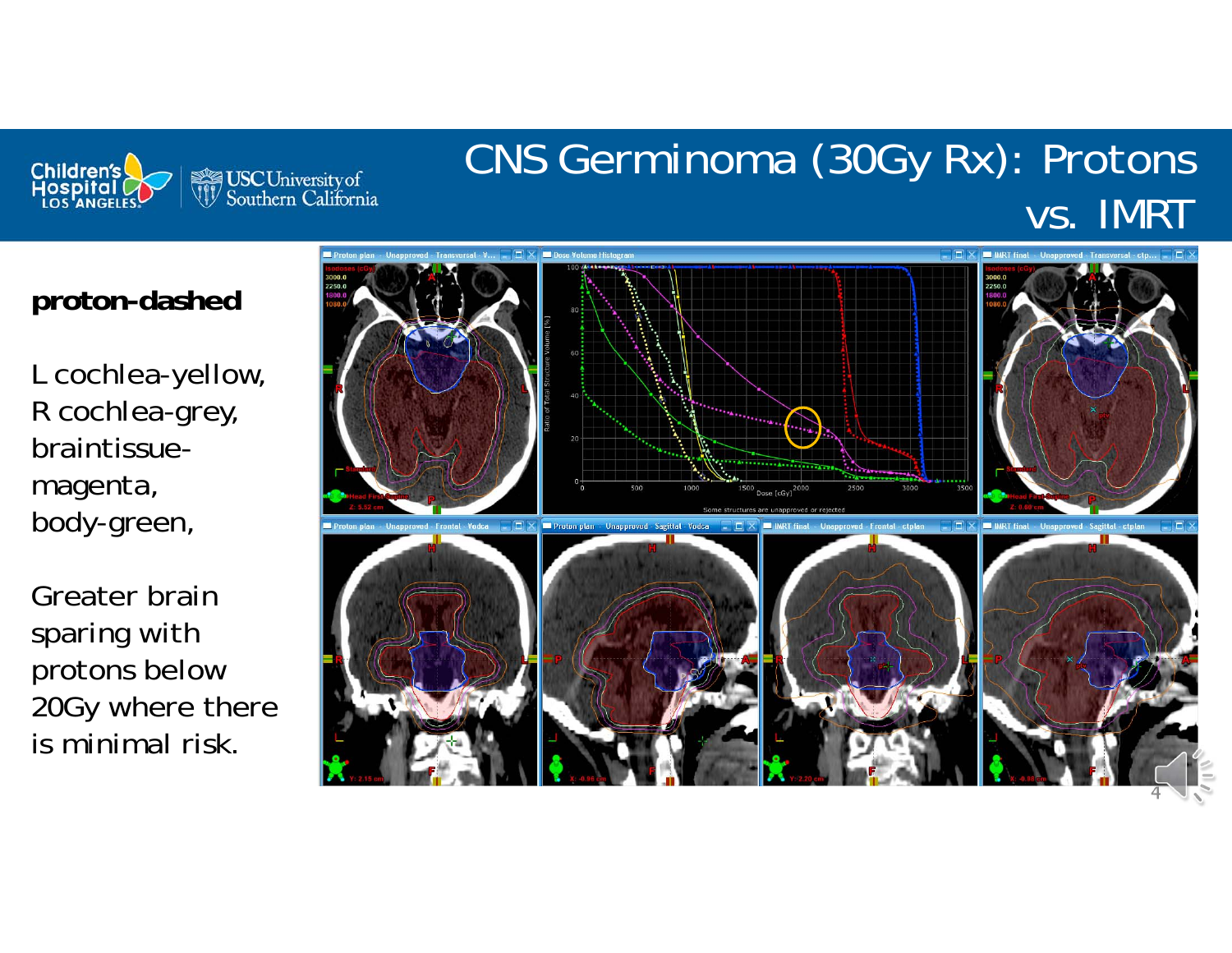# CNS Germinoma (30Gy Rx): Protons vs. IMRT

**proton-dashed**

L cochlea-yellow, R cochlea-grey, braintissue-magenta, body-green,

Greater brain sparing with protons below 20Gy where there is minimal risk.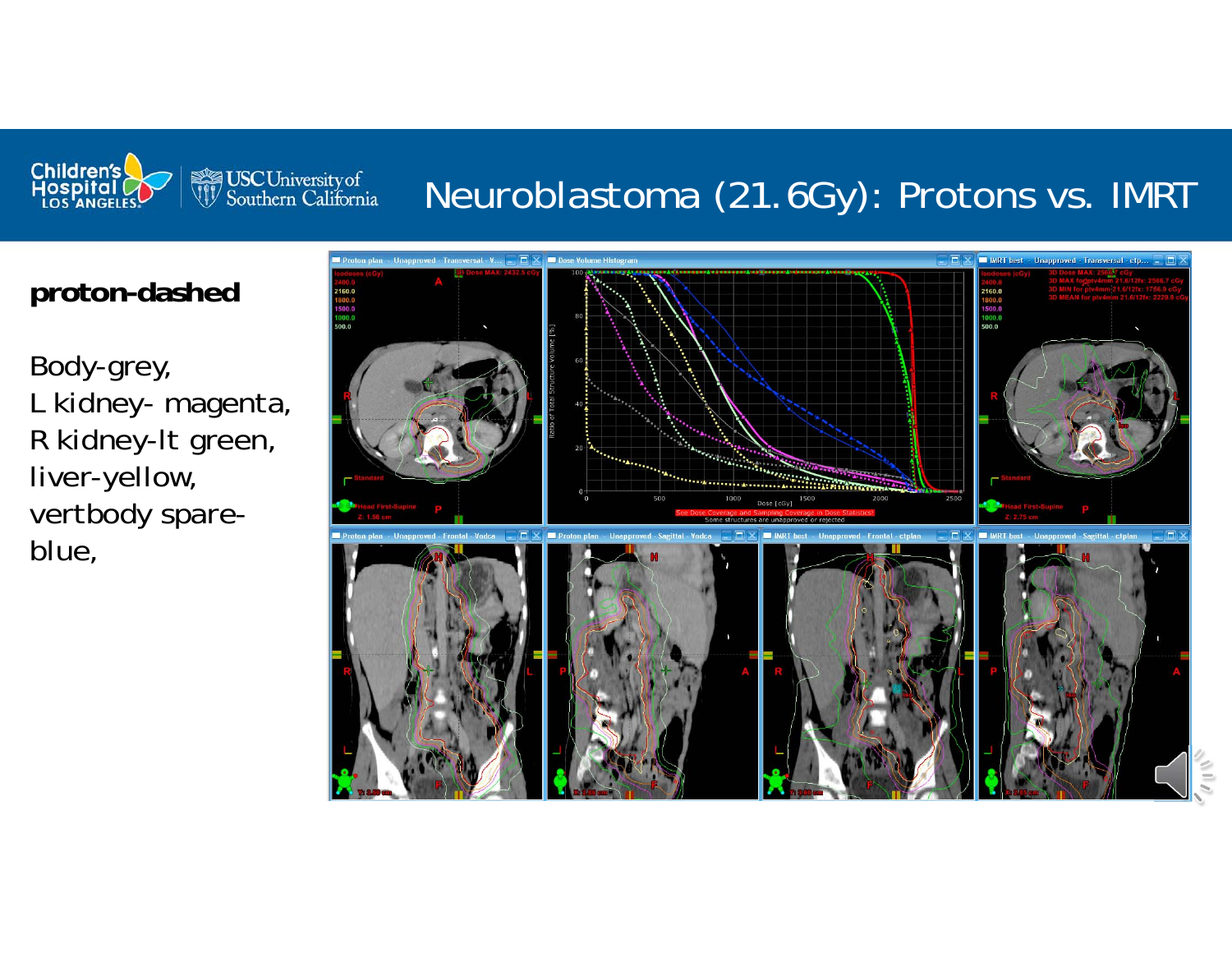# Neuroblastoma (21.6Gy): Protons vs. IMRT

**proton-dashed**

Body-grey,
L kidney- magenta,
R kidney-lt green,
liver-yellow,
vertbody spare-blue,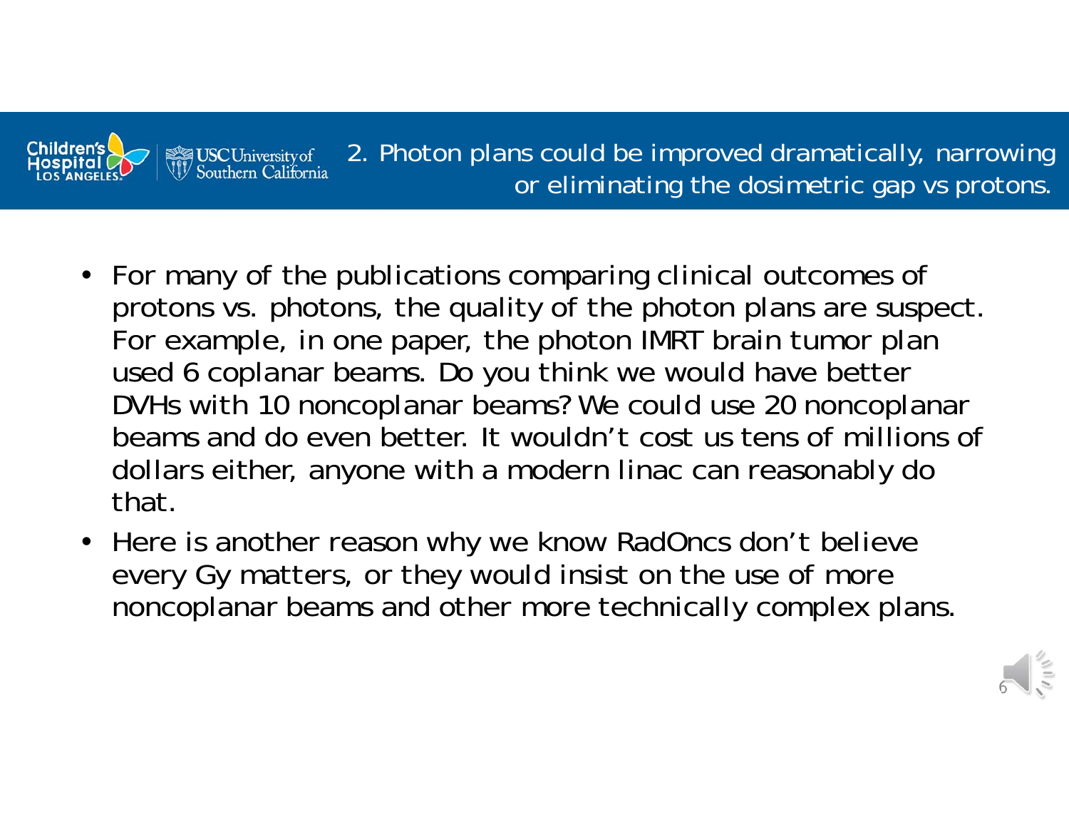## 2. Photon plans could be improved dramatically, narrowing or eliminating the dosimetric gap vs protons.

- For many of the publications comparing clinical outcomes of protons vs. photons, the quality of the photon plans are suspect. For example, in one paper, the photon IMRT brain tumor plan used 6 coplanar beams. Do you think we would have better DVHs with 10 noncoplanar beams? We could use 20 noncoplanar beams and do even better. It wouldn't cost us tens of millions of dollars either, anyone with a modern linac can reasonably do that.
- Here is another reason why we know RadOncs don't believe every Gy matters, or they would insist on the use of more noncoplanar beams and other more technically complex plans.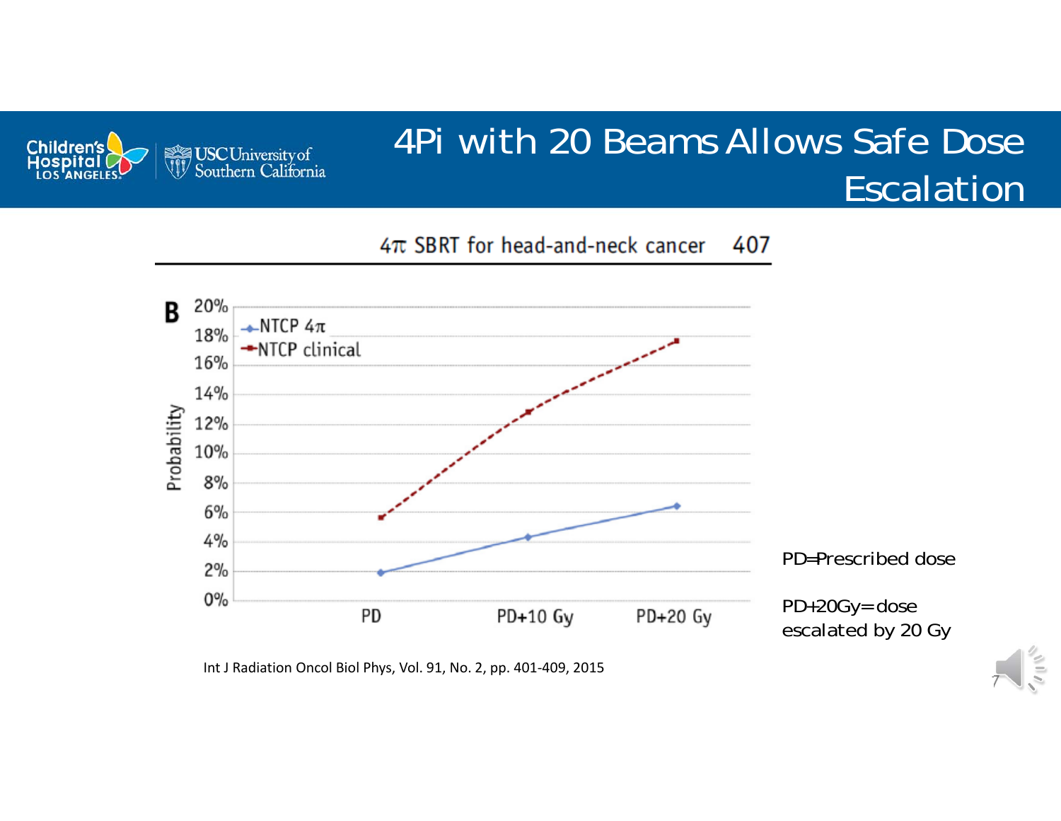# 4Pi with 20 Beams Allows Safe Dose Escalation

4π SBRT for head-and-neck cancer 407

B

| | PD | PD+10 Gy | PD+20 Gy |
|---|---|---|---|
| NTCP 4π | ~2% | ~4.3% | ~6.4% |
| NTCP clinical | ~5.6% | ~12.8% | ~17.6% |

Probability

PD=Prescribed dose

PD+20Gy=dose escalated by 20 Gy

Int J Radiation Oncol Biol Phys, Vol. 91, No. 2, pp. 401-409, 2015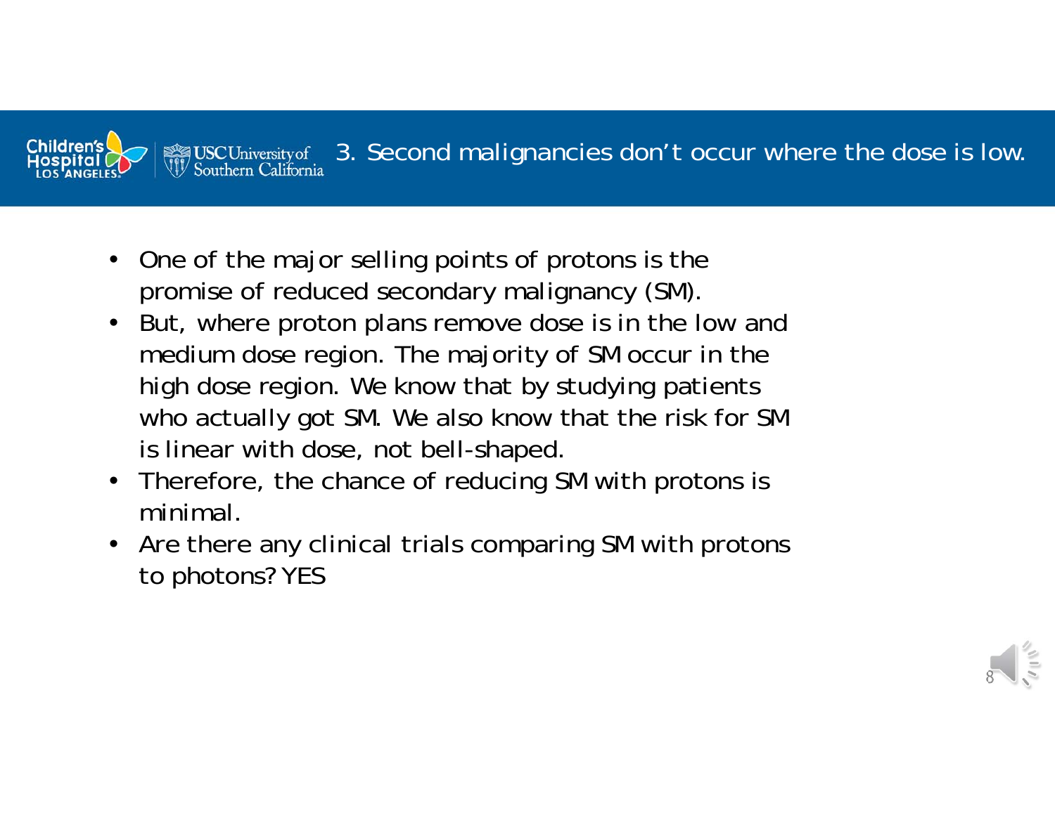## 3. Second malignancies don't occur where the dose is low.

- One of the major selling points of protons is the promise of reduced secondary malignancy (SM).
- But, where proton plans remove dose is in the low and medium dose region. The majority of SM occur in the high dose region. We know that by studying patients who actually got SM. We also know that the risk for SM is linear with dose, not bell-shaped.
- Therefore, the chance of reducing SM with protons is minimal.
- Are there any clinical trials comparing SM with protons to photons? YES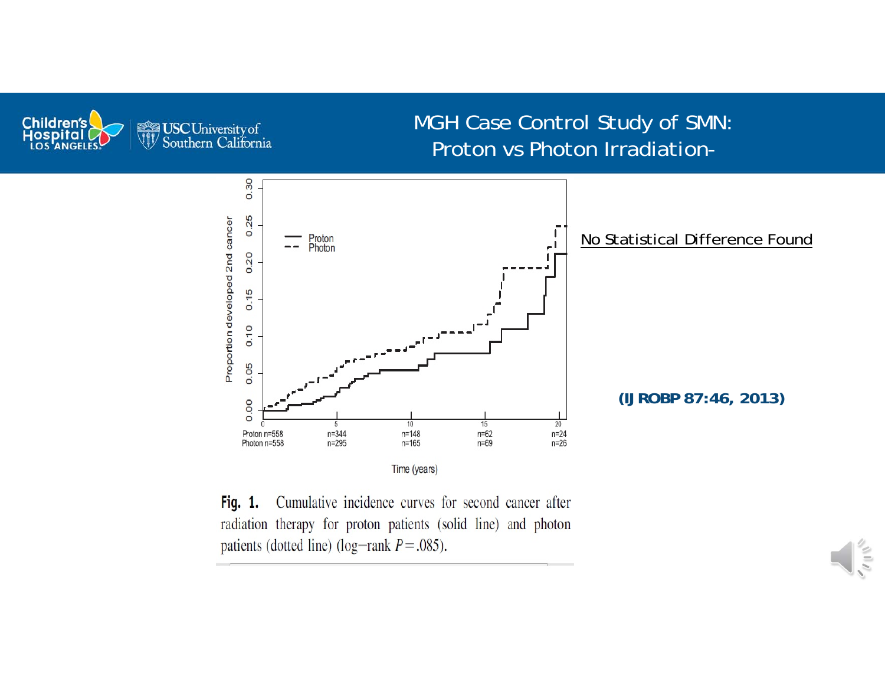# MGH Case Control Study of SMN: Proton vs Photon Irradiation-

No Statistical Difference Found

(IJ ROBP 87:46, 2013)

**Fig. 1.** Cumulative incidence curves for second cancer after radiation therapy for proton patients (solid line) and photon patients (dotted line) (log−rank $P = .085$).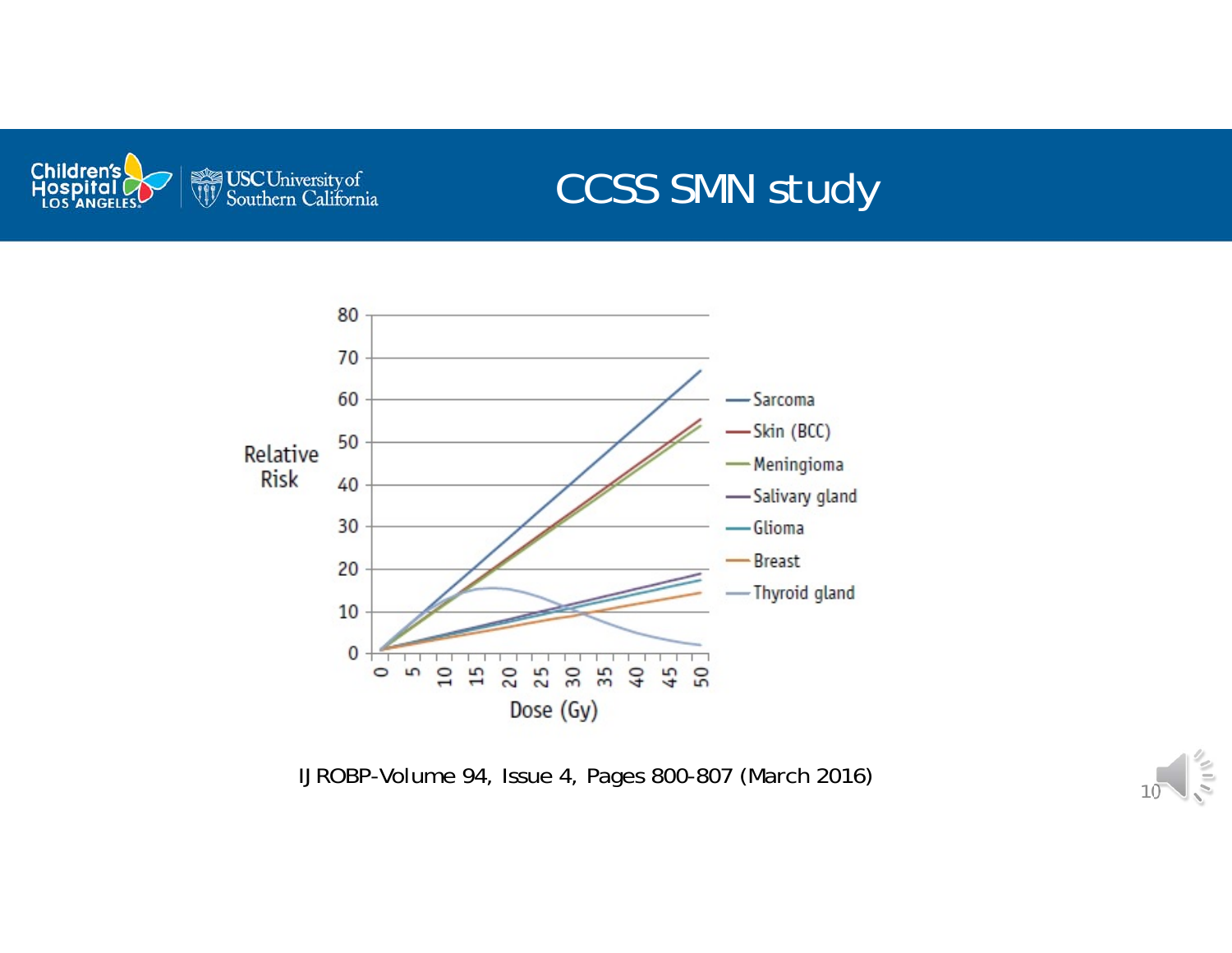# CCSS SMN study

Relative Risk

| | |
|---|---|
| 80 | |
| 70 | |
| 60 | |
| 50 | |
| 40 | |
| 30 | |
| 20 | |
| 10 | |
| 0 | |

Dose (Gy): 0, 5, 10, 15, 20, 25, 30, 35, 40, 45, 50

- Sarcoma
- Skin (BCC)
- Meningioma
- Salivary gland
- Glioma
- Breast
- Thyroid gland

IJROBP-Volume 94, Issue 4, Pages 800-807 (March 2016)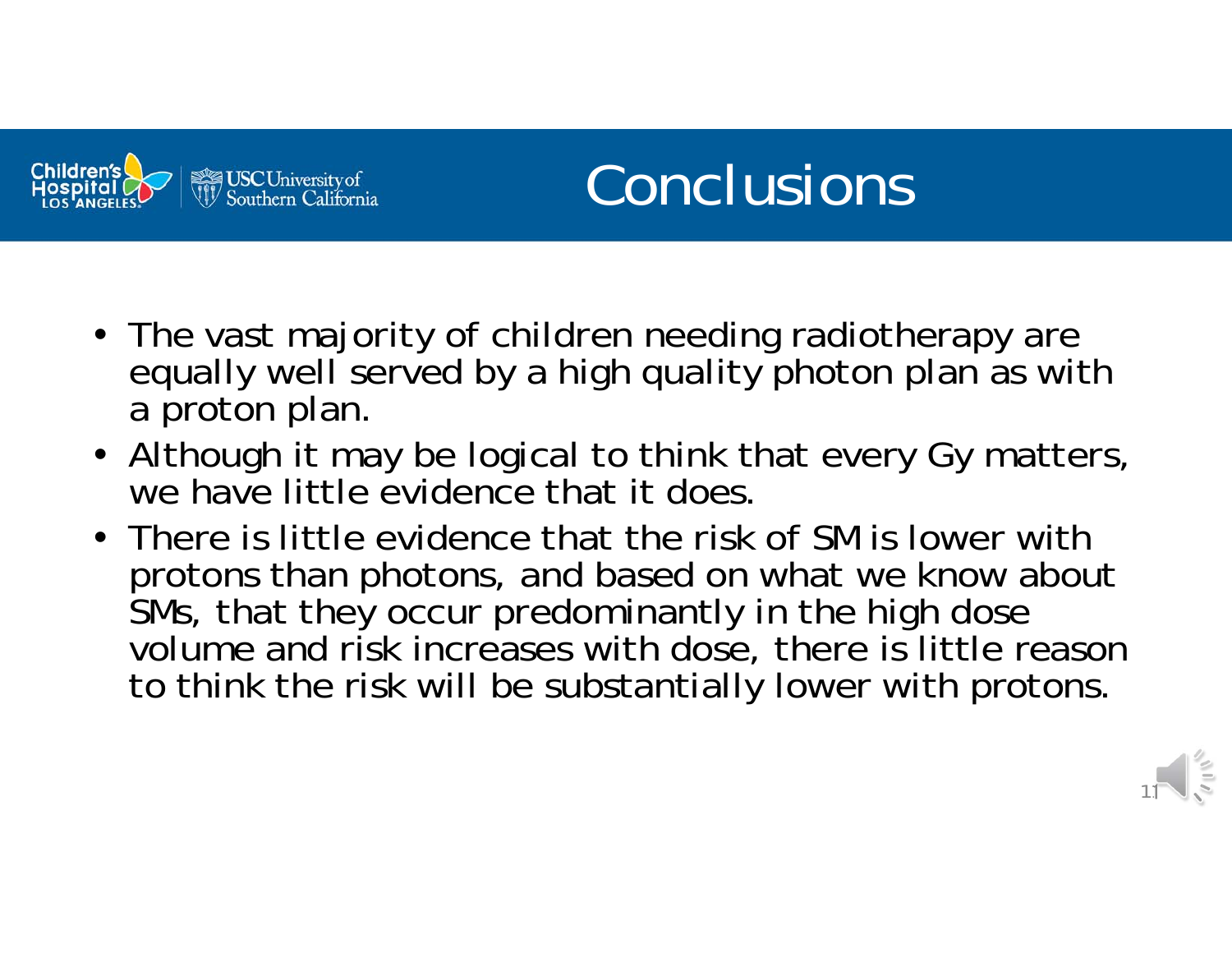# Conclusions

- The vast majority of children needing radiotherapy are equally well served by a high quality photon plan as with a proton plan.
- Although it may be logical to think that every Gy matters, we have little evidence that it does.
- There is little evidence that the risk of SM is lower with protons than photons, and based on what we know about SMs, that they occur predominantly in the high dose volume and risk increases with dose, there is little reason to think the risk will be substantially lower with protons.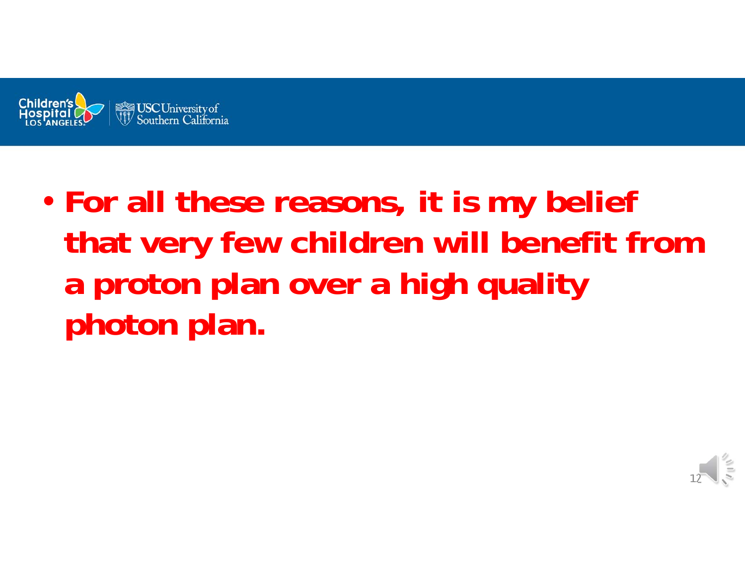- **For all these reasons, it is my belief that very few children will benefit from a proton plan over a high quality photon plan.**